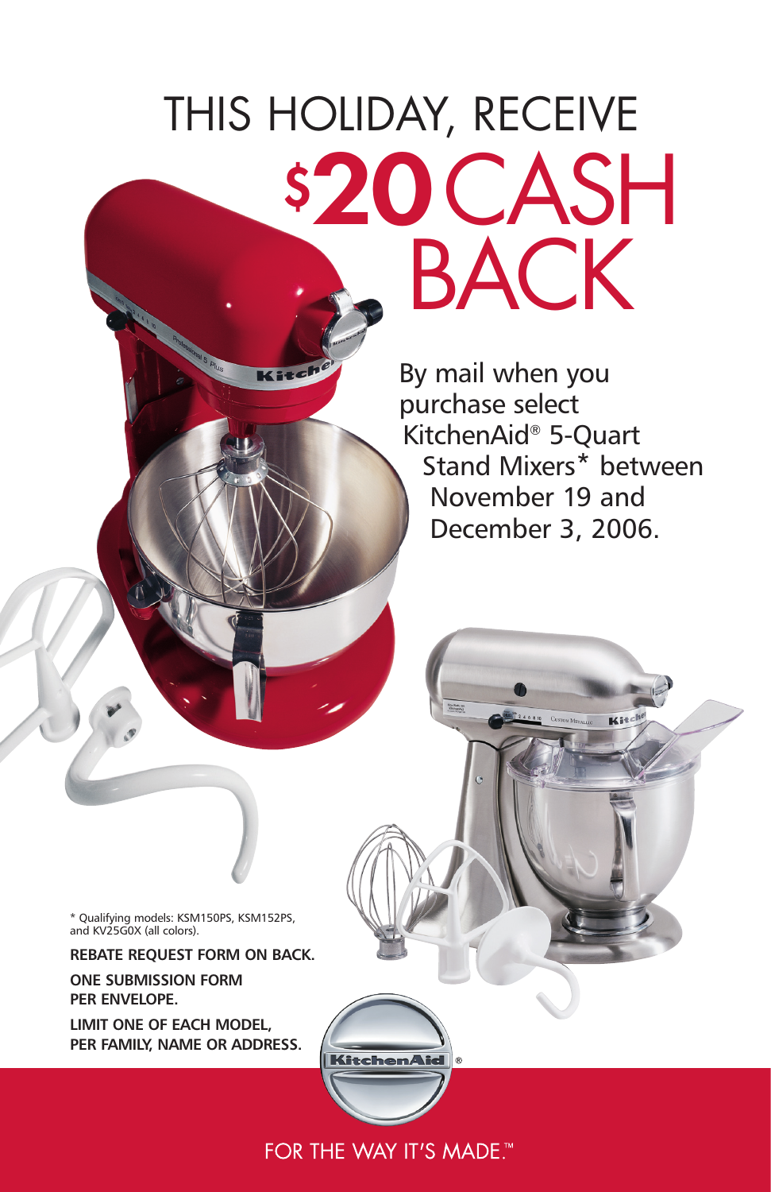# THIS HOLIDAY, RECEIVE $20 CASH BACK

By mail when you purchase select KitchenAid® 5-Quart Stand Mixers* between November 19 and December 3, 2006.

\* Qualifying models: KSM150PS, KSM152PS, and KV25G0X (all colors).

**REBATE REQUEST FORM ON BACK.**

**ONE SUBMISSION FORM PER ENVELOPE.**

**LIMIT ONE OF EACH MODEL, PER FAMILY, NAME OR ADDRESS.**

KitchenAid®

FOR THE WAY IT'S MADE.™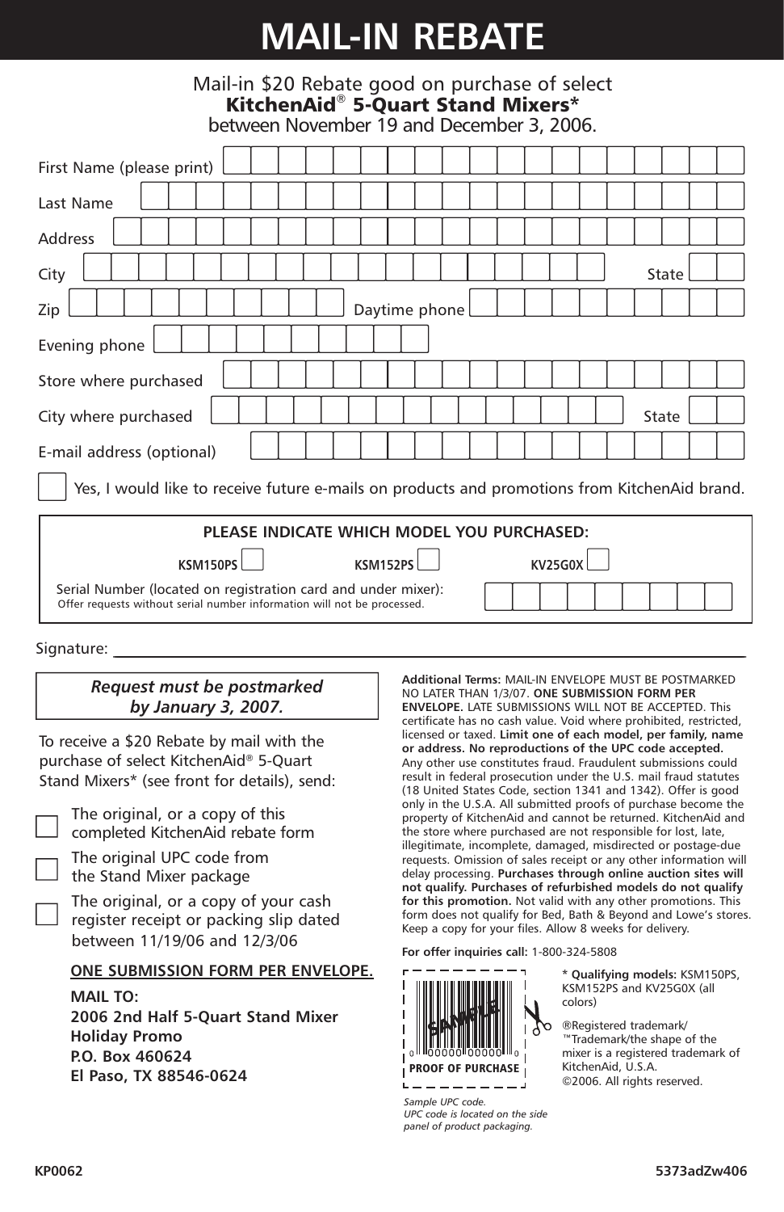# MAIL-IN REBATE

Mail-in $20 Rebate good on purchase of select
**KitchenAid® 5-Quart Stand Mixers***
between November 19 and December 3, 2006.

First Name (please print)

Last Name

Address

City State

Zip Daytime phone

Evening phone

Store where purchased

City where purchased State

E-mail address (optional)

☐ Yes, I would like to receive future e-mails on products and promotions from KitchenAid brand.

**PLEASE INDICATE WHICH MODEL YOU PURCHASED:**

**KSM150PS** ☐ **KSM152PS** ☐ **KV25G0X** ☐

Serial Number (located on registration card and under mixer):
Offer requests without serial number information will not be processed.

Signature: ______________________________

***Request must be postmarked by January 3, 2007.***

To receive a $20 Rebate by mail with the purchase of select KitchenAid® 5-Quart Stand Mixers* (see front for details), send:

☐ The original, or a copy of this completed KitchenAid rebate form

☐ The original UPC code from the Stand Mixer package

☐ The original, or a copy of your cash register receipt or packing slip dated between 11/19/06 and 12/3/06

**ONE SUBMISSION FORM PER ENVELOPE.**

**MAIL TO:**
**2006 2nd Half 5-Quart Stand Mixer Holiday Promo**
**P.O. Box 460624**
**El Paso, TX 88546-0624**

**Additional Terms:** MAIL-IN ENVELOPE MUST BE POSTMARKED NO LATER THAN 1/3/07. **ONE SUBMISSION FORM PER ENVELOPE.** LATE SUBMISSIONS WILL NOT BE ACCEPTED. This certificate has no cash value. Void where prohibited, restricted, licensed or taxed. **Limit one of each model, per family, name or address. No reproductions of the UPC code accepted.** Any other use constitutes fraud. Fraudulent submissions could result in federal prosecution under the U.S. mail fraud statutes (18 United States Code, section 1341 and 1342). Offer is good only in the U.S.A. All submitted proofs of purchase become the property of KitchenAid and cannot be returned. KitchenAid and the store where purchased are not responsible for lost, late, illegitimate, incomplete, damaged, misdirected or postage-due requests. Omission of sales receipt or any other information will delay processing. **Purchases through online auction sites will not qualify. Purchases of refurbished models do not qualify for this promotion.** Not valid with any other promotions. This form does not qualify for Bed, Bath & Beyond and Lowe's stores. Keep a copy for your files. Allow 8 weeks for delivery.

**For offer inquiries call:** 1-800-324-5808

SAMPLE
0 00000 00000 0
**PROOF OF PURCHASE**

*Sample UPC code.*
*UPC code is located on the side panel of product packaging.*

**\* Qualifying models:** KSM150PS, KSM152PS and KV25G0X (all colors)

®Registered trademark/ ™Trademark/the shape of the mixer is a registered trademark of KitchenAid, U.S.A. ©2006. All rights reserved.

**KP0062** **5373adZw406**